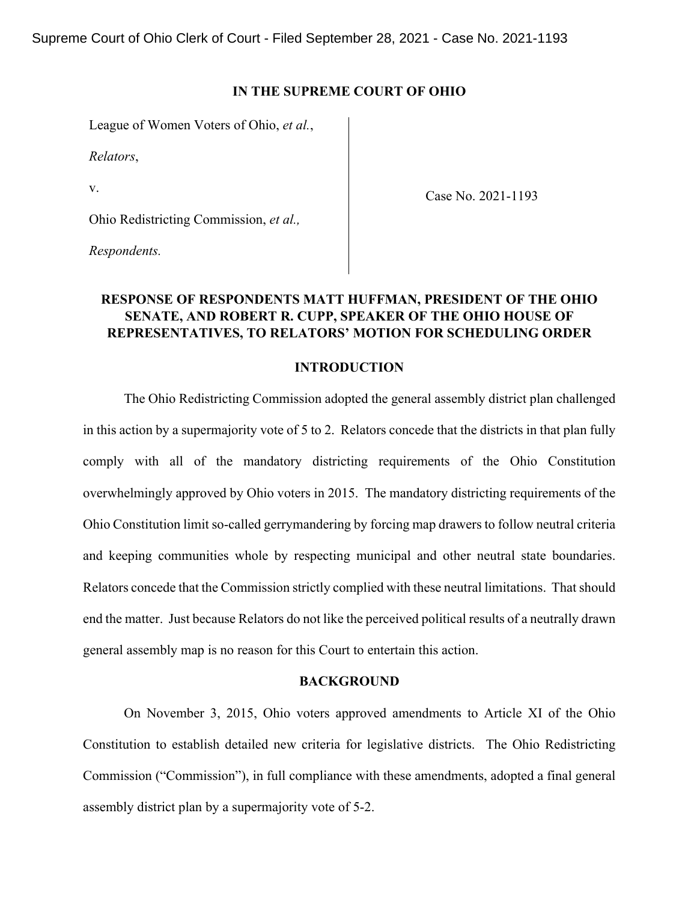Supreme Court of Ohio Clerk of Court - Filed September 28, 2021 - Case No. 2021-1193

**IN THE SUPREME COURT OF OHIO**

| | |
|---|---|
| League of Women Voters of Ohio, *et al.*,<br>*Relators*,<br>v.<br>Ohio Redistricting Commission, *et al.,*<br>*Respondents.* | Case No. 2021-1193 |

**RESPONSE OF RESPONDENTS MATT HUFFMAN, PRESIDENT OF THE OHIO SENATE, AND ROBERT R. CUPP, SPEAKER OF THE OHIO HOUSE OF REPRESENTATIVES, TO RELATORS' MOTION FOR SCHEDULING ORDER**

## INTRODUCTION

The Ohio Redistricting Commission adopted the general assembly district plan challenged in this action by a supermajority vote of 5 to 2. Relators concede that the districts in that plan fully comply with all of the mandatory districting requirements of the Ohio Constitution overwhelmingly approved by Ohio voters in 2015. The mandatory districting requirements of the Ohio Constitution limit so-called gerrymandering by forcing map drawers to follow neutral criteria and keeping communities whole by respecting municipal and other neutral state boundaries. Relators concede that the Commission strictly complied with these neutral limitations. That should end the matter. Just because Relators do not like the perceived political results of a neutrally drawn general assembly map is no reason for this Court to entertain this action.

## BACKGROUND

On November 3, 2015, Ohio voters approved amendments to Article XI of the Ohio Constitution to establish detailed new criteria for legislative districts. The Ohio Redistricting Commission ("Commission"), in full compliance with these amendments, adopted a final general assembly district plan by a supermajority vote of 5-2.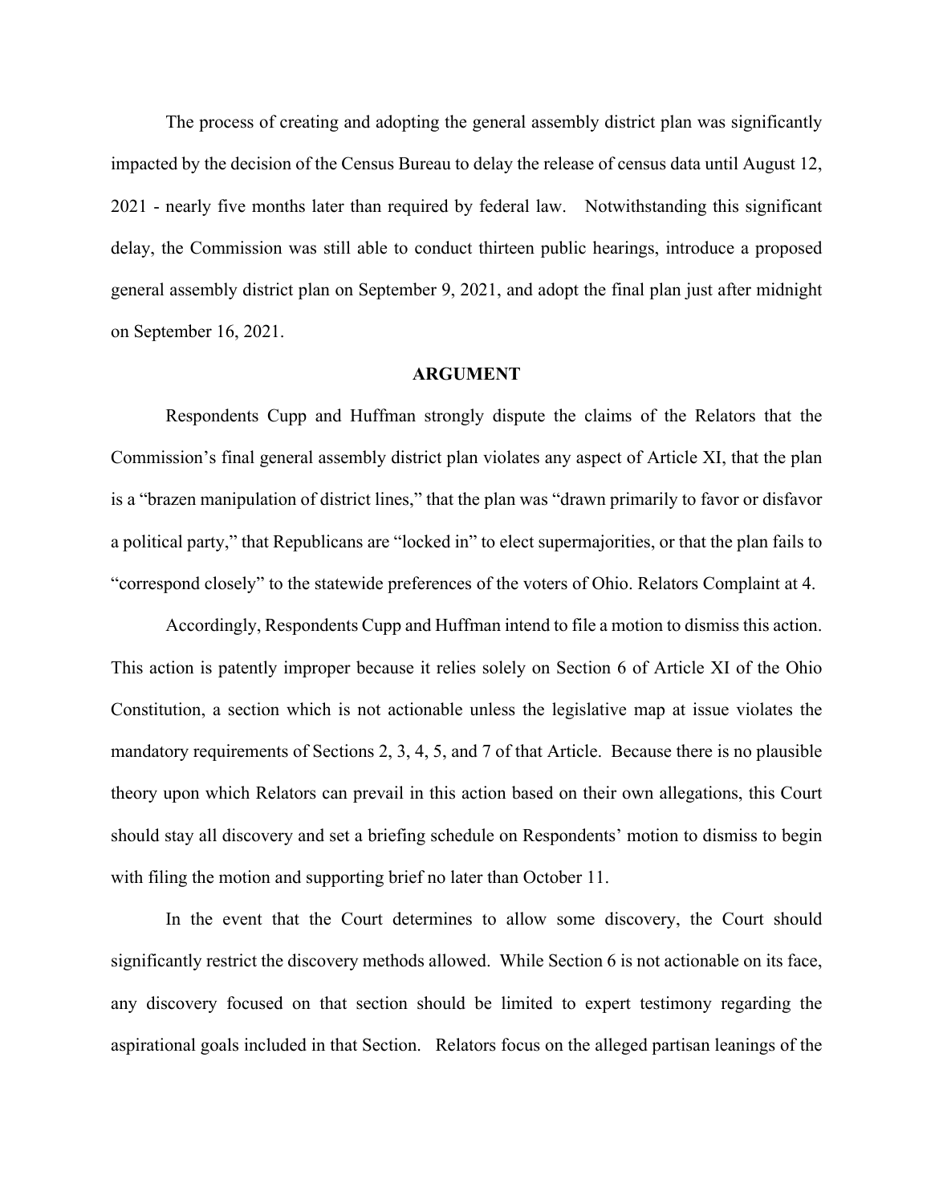The process of creating and adopting the general assembly district plan was significantly impacted by the decision of the Census Bureau to delay the release of census data until August 12, 2021 - nearly five months later than required by federal law. Notwithstanding this significant delay, the Commission was still able to conduct thirteen public hearings, introduce a proposed general assembly district plan on September 9, 2021, and adopt the final plan just after midnight on September 16, 2021.

## ARGUMENT

Respondents Cupp and Huffman strongly dispute the claims of the Relators that the Commission's final general assembly district plan violates any aspect of Article XI, that the plan is a "brazen manipulation of district lines," that the plan was "drawn primarily to favor or disfavor a political party," that Republicans are "locked in" to elect supermajorities, or that the plan fails to "correspond closely" to the statewide preferences of the voters of Ohio. Relators Complaint at 4.

Accordingly, Respondents Cupp and Huffman intend to file a motion to dismiss this action. This action is patently improper because it relies solely on Section 6 of Article XI of the Ohio Constitution, a section which is not actionable unless the legislative map at issue violates the mandatory requirements of Sections 2, 3, 4, 5, and 7 of that Article. Because there is no plausible theory upon which Relators can prevail in this action based on their own allegations, this Court should stay all discovery and set a briefing schedule on Respondents' motion to dismiss to begin with filing the motion and supporting brief no later than October 11.

In the event that the Court determines to allow some discovery, the Court should significantly restrict the discovery methods allowed. While Section 6 is not actionable on its face, any discovery focused on that section should be limited to expert testimony regarding the aspirational goals included in that Section. Relators focus on the alleged partisan leanings of the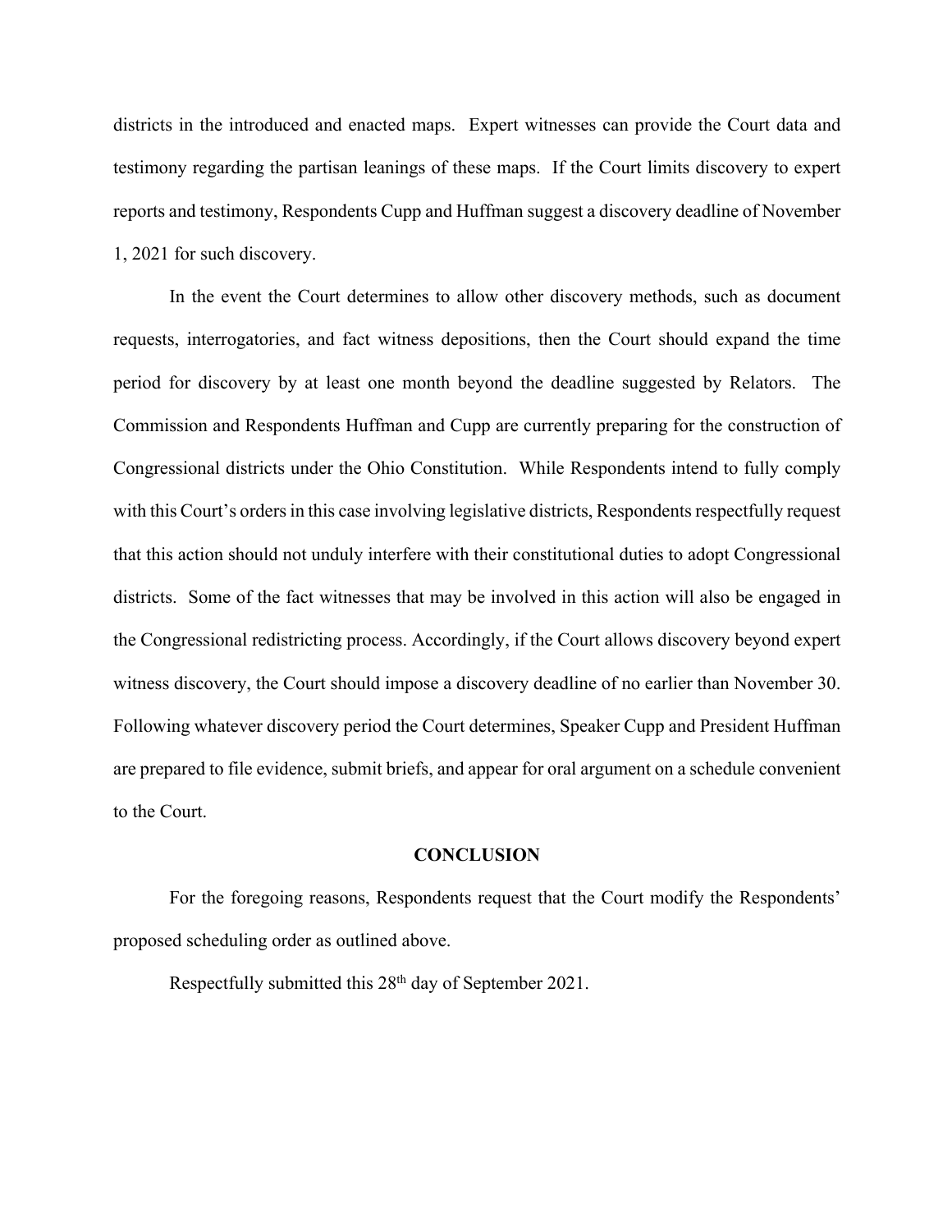districts in the introduced and enacted maps. Expert witnesses can provide the Court data and testimony regarding the partisan leanings of these maps. If the Court limits discovery to expert reports and testimony, Respondents Cupp and Huffman suggest a discovery deadline of November 1, 2021 for such discovery.

In the event the Court determines to allow other discovery methods, such as document requests, interrogatories, and fact witness depositions, then the Court should expand the time period for discovery by at least one month beyond the deadline suggested by Relators. The Commission and Respondents Huffman and Cupp are currently preparing for the construction of Congressional districts under the Ohio Constitution. While Respondents intend to fully comply with this Court's orders in this case involving legislative districts, Respondents respectfully request that this action should not unduly interfere with their constitutional duties to adopt Congressional districts. Some of the fact witnesses that may be involved in this action will also be engaged in the Congressional redistricting process. Accordingly, if the Court allows discovery beyond expert witness discovery, the Court should impose a discovery deadline of no earlier than November 30. Following whatever discovery period the Court determines, Speaker Cupp and President Huffman are prepared to file evidence, submit briefs, and appear for oral argument on a schedule convenient to the Court.

## CONCLUSION

For the foregoing reasons, Respondents request that the Court modify the Respondents' proposed scheduling order as outlined above.

Respectfully submitted this 28th day of September 2021.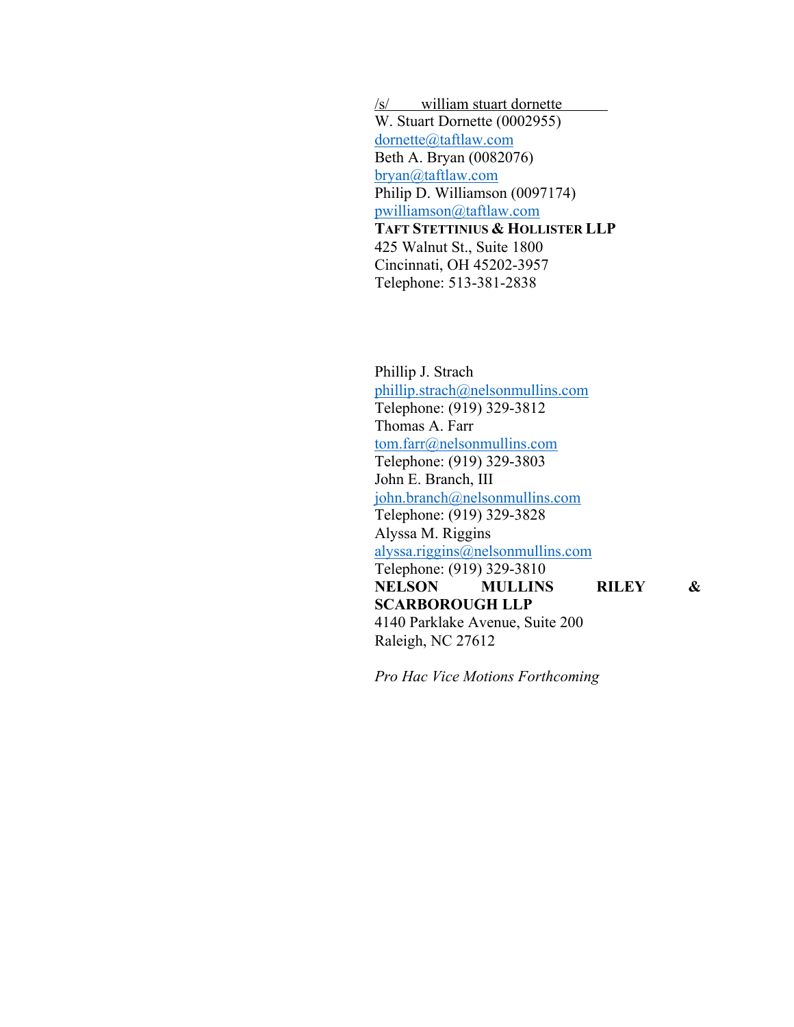/s/ william stuart dornette

W. Stuart Dornette (0002955)
dornette@taftlaw.com
Beth A. Bryan (0082076)
bryan@taftlaw.com
Philip D. Williamson (0097174)
pwilliamson@taftlaw.com
**TAFT STETTINIUS & HOLLISTER LLP**
425 Walnut St., Suite 1800
Cincinnati, OH 45202-3957
Telephone: 513-381-2838

Phillip J. Strach
phillip.strach@nelsonmullins.com
Telephone: (919) 329-3812
Thomas A. Farr
tom.farr@nelsonmullins.com
Telephone: (919) 329-3803
John E. Branch, III
john.branch@nelsonmullins.com
Telephone: (919) 329-3828
Alyssa M. Riggins
alyssa.riggins@nelsonmullins.com
Telephone: (919) 329-3810
**NELSON MULLINS RILEY & SCARBOROUGH LLP**
4140 Parklake Avenue, Suite 200
Raleigh, NC 27612

*Pro Hac Vice Motions Forthcoming*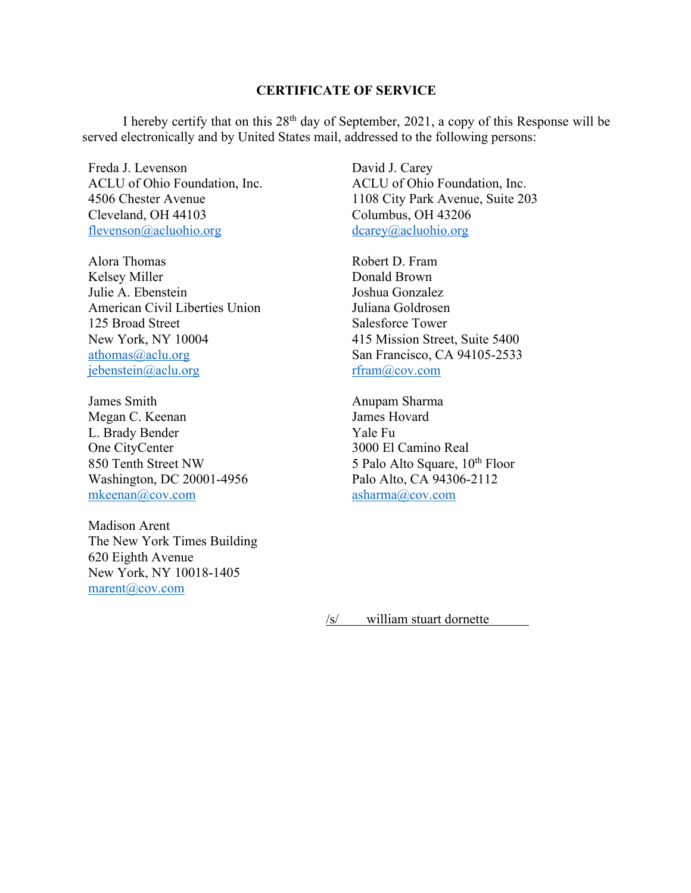**CERTIFICATE OF SERVICE**

I hereby certify that on this 28th day of September, 2021, a copy of this Response will be served electronically and by United States mail, addressed to the following persons:

Freda J. Levenson
ACLU of Ohio Foundation, Inc.
4506 Chester Avenue
Cleveland, OH 44103
flevenson@acluohio.org

David J. Carey
ACLU of Ohio Foundation, Inc.
1108 City Park Avenue, Suite 203
Columbus, OH 43206
dcarey@acluohio.org

Alora Thomas
Kelsey Miller
Julie A. Ebenstein
American Civil Liberties Union
125 Broad Street
New York, NY 10004
athomas@aclu.org
jebenstein@aclu.org

Robert D. Fram
Donald Brown
Joshua Gonzalez
Juliana Goldrosen
Salesforce Tower
415 Mission Street, Suite 5400
San Francisco, CA 94105-2533
rfram@cov.com

James Smith
Megan C. Keenan
L. Brady Bender
One CityCenter
850 Tenth Street NW
Washington, DC 20001-4956
mkeenan@cov.com

Anupam Sharma
James Hovard
Yale Fu
3000 El Camino Real
5 Palo Alto Square, 10th Floor
Palo Alto, CA 94306-2112
asharma@cov.com

Madison Arent
The New York Times Building
620 Eighth Avenue
New York, NY 10018-1405
marent@cov.com

/s/ william stuart dornette